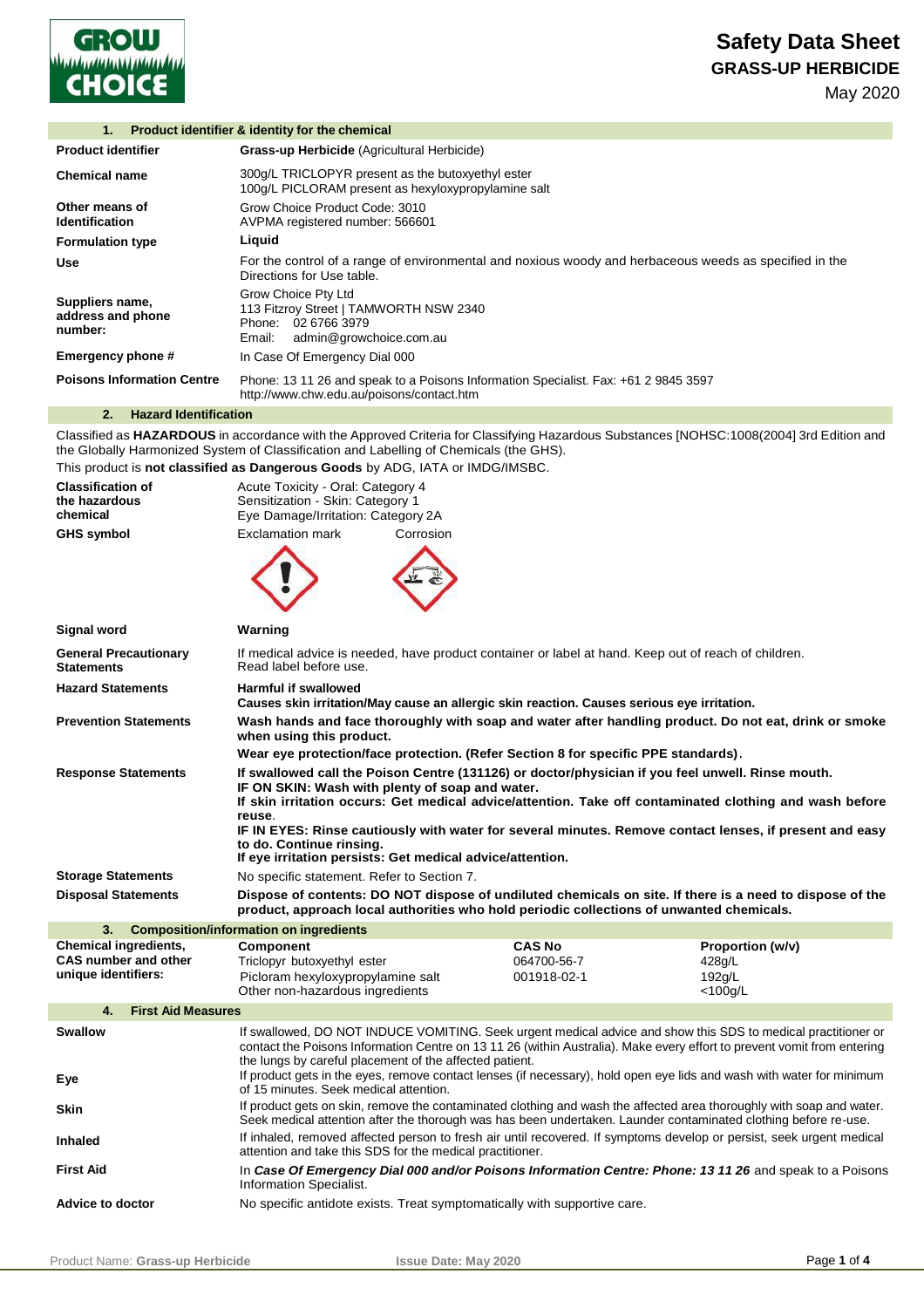# Safety Data Sheet

## GRASS-UP HERBICIDE

May 2020

### 1. Product identifier & identity for the chemical

| | |
|---|---|
| **Product identifier** | **Grass-up Herbicide** (Agricultural Herbicide) |
| **Chemical name** | 300g/L TRICLOPYR present as the butoxyethyl ester<br>100g/L PICLORAM present as hexyloxypropylamine salt |
| **Other means of Identification** | Grow Choice Product Code: 3010<br>AVPMA registered number: 566601 |
| **Formulation type** | **Liquid** |
| **Use** | For the control of a range of environmental and noxious woody and herbaceous weeds as specified in the Directions for Use table. |
| **Suppliers name, address and phone number:** | Grow Choice Pty Ltd<br>113 Fitzroy Street \| TAMWORTH NSW 2340<br>Phone: 02 6766 3979<br>Email: admin@growchoice.com.au |
| **Emergency phone #** | In Case Of Emergency Dial 000 |
| **Poisons Information Centre** | Phone: 13 11 26 and speak to a Poisons Information Specialist. Fax: +61 2 9845 3597<br>http://www.chw.edu.au/poisons/contact.htm |

### 2. Hazard Identification

Classified as **HAZARDOUS** in accordance with the Approved Criteria for Classifying Hazardous Substances [NOHSC:1008(2004] 3rd Edition and the Globally Harmonized System of Classification and Labelling of Chemicals (the GHS).

This product is **not classified as Dangerous Goods** by ADG, IATA or IMDG/IMSBC.

| | |
|---|---|
| **Classification of the hazardous chemical** | Acute Toxicity - Oral: Category 4<br>Sensitization - Skin: Category 1<br>Eye Damage/Irritation: Category 2A |
| **GHS symbol** | Exclamation mark &nbsp;&nbsp; Corrosion |
| **Signal word** | **Warning** |
| **General Precautionary Statements** | If medical advice is needed, have product container or label at hand. Keep out of reach of children. Read label before use. |
| **Hazard Statements** | **Harmful if swallowed**<br>**Causes skin irritation/May cause an allergic skin reaction. Causes serious eye irritation.** |
| **Prevention Statements** | **Wash hands and face thoroughly with soap and water after handling product. Do not eat, drink or smoke when using this product.**<br>**Wear eye protection/face protection. (Refer Section 8 for specific PPE standards)**. |
| **Response Statements** | **If swallowed call the Poison Centre (131126) or doctor/physician if you feel unwell. Rinse mouth.**<br>**IF ON SKIN: Wash with plenty of soap and water.**<br>**If skin irritation occurs: Get medical advice/attention. Take off contaminated clothing and wash before reuse**.<br>**IF IN EYES: Rinse cautiously with water for several minutes. Remove contact lenses, if present and easy to do. Continue rinsing.**<br>**If eye irritation persists: Get medical advice/attention.** |
| **Storage Statements** | No specific statement. Refer to Section 7. |
| **Disposal Statements** | **Dispose of contents: DO NOT dispose of undiluted chemicals on site. If there is a need to dispose of the product, approach local authorities who hold periodic collections of unwanted chemicals.** |

### 3. Composition/information on ingredients

| **Chemical ingredients, CAS number and other unique identifiers:** | **Component** | **CAS No** | **Proportion (w/v)** |
|---|---|---|---|
| | Triclopyr butoxyethyl ester | 064700-56-7 | 428g/L |
| | Picloram hexyloxypropylamine salt | 001918-02-1 | 192g/L |
| | Other non-hazardous ingredients | | <100g/L |

### 4. First Aid Measures

| | |
|---|---|
| **Swallow** | If swallowed, DO NOT INDUCE VOMITING. Seek urgent medical advice and show this SDS to medical practitioner or contact the Poisons Information Centre on 13 11 26 (within Australia). Make every effort to prevent vomit from entering the lungs by careful placement of the affected patient. |
| **Eye** | If product gets in the eyes, remove contact lenses (if necessary), hold open eye lids and wash with water for minimum of 15 minutes. Seek medical attention. |
| **Skin** | If product gets on skin, remove the contaminated clothing and wash the affected area thoroughly with soap and water. Seek medical attention after the thorough was has been undertaken. Launder contaminated clothing before re-use. |
| **Inhaled** | If inhaled, removed affected person to fresh air until recovered. If symptoms develop or persist, seek urgent medical attention and take this SDS for the medical practitioner. |
| **First Aid** | In ***Case Of Emergency Dial 000 and/or Poisons Information Centre: Phone: 13 11 26*** and speak to a Poisons Information Specialist. |
| **Advice to doctor** | No specific antidote exists. Treat symptomatically with supportive care. |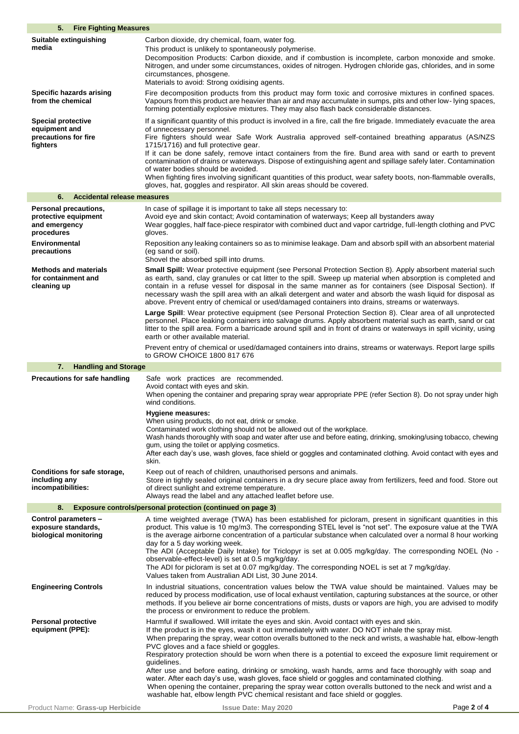## 5. Fire Fighting Measures

| | |
|---|---|
| **Suitable extinguishing media** | Carbon dioxide, dry chemical, foam, water fog.<br>This product is unlikely to spontaneously polymerise.<br>Decomposition Products: Carbon dioxide, and if combustion is incomplete, carbon monoxide and smoke. Nitrogen, and under some circumstances, oxides of nitrogen. Hydrogen chloride gas, chlorides, and in some circumstances, phosgene.<br>Materials to avoid: Strong oxidising agents. |
| **Specific hazards arising from the chemical** | Fire decomposition products from this product may form toxic and corrosive mixtures in confined spaces. Vapours from this product are heavier than air and may accumulate in sumps, pits and other low- lying spaces, forming potentially explosive mixtures. They may also flash back considerable distances. |
| **Special protective equipment and precautions for fire fighters** | If a significant quantity of this product is involved in a fire, call the fire brigade. Immediately evacuate the area of unnecessary personnel.<br>Fire fighters should wear Safe Work Australia approved self-contained breathing apparatus (AS/NZS 1715/1716) and full protective gear.<br>If it can be done safely, remove intact containers from the fire. Bund area with sand or earth to prevent contamination of drains or waterways. Dispose of extinguishing agent and spillage safely later. Contamination of water bodies should be avoided.<br>When fighting fires involving significant quantities of this product, wear safety boots, non-flammable overalls, gloves, hat, goggles and respirator. All skin areas should be covered. |

## 6. Accidental release measures

| | |
|---|---|
| **Personal precautions, protective equipment and emergency procedures** | In case of spillage it is important to take all steps necessary to:<br>Avoid eye and skin contact; Avoid contamination of waterways; Keep all bystanders away<br>Wear goggles, half face-piece respirator with combined duct and vapor cartridge, full-length clothing and PVC gloves. |
| **Environmental precautions** | Reposition any leaking containers so as to minimise leakage. Dam and absorb spill with an absorbent material (eg sand or soil).<br>Shovel the absorbed spill into drums. |
| **Methods and materials for containment and cleaning up** | **Small Spill:** Wear protective equipment (see Personal Protection Section 8). Apply absorbent material such as earth, sand, clay granules or cat litter to the spill. Sweep up material when absorption is completed and contain in a refuse vessel for disposal in the same manner as for containers (see Disposal Section). If necessary wash the spill area with an alkali detergent and water and absorb the wash liquid for disposal as above. Prevent entry of chemical or used/damaged containers into drains, streams or waterways.<br>**Large Spill**: Wear protective equipment (see Personal Protection Section 8). Clear area of all unprotected personnel. Place leaking containers into salvage drums. Apply absorbent material such as earth, sand or cat litter to the spill area. Form a barricade around spill and in front of drains or waterways in spill vicinity, using earth or other available material.<br>Prevent entry of chemical or used/damaged containers into drains, streams or waterways. Report large spills to GROW CHOICE 1800 817 676 |

## 7. Handling and Storage

| | |
|---|---|
| **Precautions for safe handling** | Safe work practices are recommended.<br>Avoid contact with eyes and skin.<br>When opening the container and preparing spray wear appropriate PPE (refer Section 8). Do not spray under high wind conditions.<br>**Hygiene measures:**<br>When using products, do not eat, drink or smoke.<br>Contaminated work clothing should not be allowed out of the workplace.<br>Wash hands thoroughly with soap and water after use and before eating, drinking, smoking/using tobacco, chewing gum, using the toilet or applying cosmetics.<br>After each day's use, wash gloves, face shield or goggles and contaminated clothing. Avoid contact with eyes and skin. |
| **Conditions for safe storage, including any incompatibilities:** | Keep out of reach of children, unauthorised persons and animals.<br>Store in tightly sealed original containers in a dry secure place away from fertilizers, feed and food. Store out of direct sunlight and extreme temperature.<br>Always read the label and any attached leaflet before use. |

## 8. Exposure controls/personal protection (continued on page 3)

| | |
|---|---|
| **Control parameters – exposure standards, biological monitoring** | A time weighted average (TWA) has been established for picloram, present in significant quantities in this product. This value is 10 mg/m3. The corresponding STEL level is "not set". The exposure value at the TWA is the average airborne concentration of a particular substance when calculated over a normal 8 hour working day for a 5 day working week.<br>The ADI (Acceptable Daily Intake) for Triclopyr is set at 0.005 mg/kg/day. The corresponding NOEL (No - observable-effect-level) is set at 0.5 mg/kg/day.<br>The ADI for picloram is set at 0.07 mg/kg/day. The corresponding NOEL is set at 7 mg/kg/day.<br>Values taken from Australian ADI List, 30 June 2014. |
| **Engineering Controls** | In industrial situations, concentration values below the TWA value should be maintained. Values may be reduced by process modification, use of local exhaust ventilation, capturing substances at the source, or other methods. If you believe air borne concentrations of mists, dusts or vapors are high, you are advised to modify the process or environment to reduce the problem. |
| **Personal protective equipment (PPE):** | Harmful if swallowed. Will irritate the eyes and skin. Avoid contact with eyes and skin.<br>If the product is in the eyes, wash it out immediately with water. DO NOT inhale the spray mist.<br>When preparing the spray, wear cotton overalls buttoned to the neck and wrists, a washable hat, elbow-length PVC gloves and a face shield or goggles.<br>Respiratory protection should be worn when there is a potential to exceed the exposure limit requirement or guidelines.<br>After use and before eating, drinking or smoking, wash hands, arms and face thoroughly with soap and water. After each day's use, wash gloves, face shield or goggles and contaminated clothing.<br>When opening the container, preparing the spray wear cotton overalls buttoned to the neck and wrist and a washable hat, elbow length PVC chemical resistant and face shield or goggles. |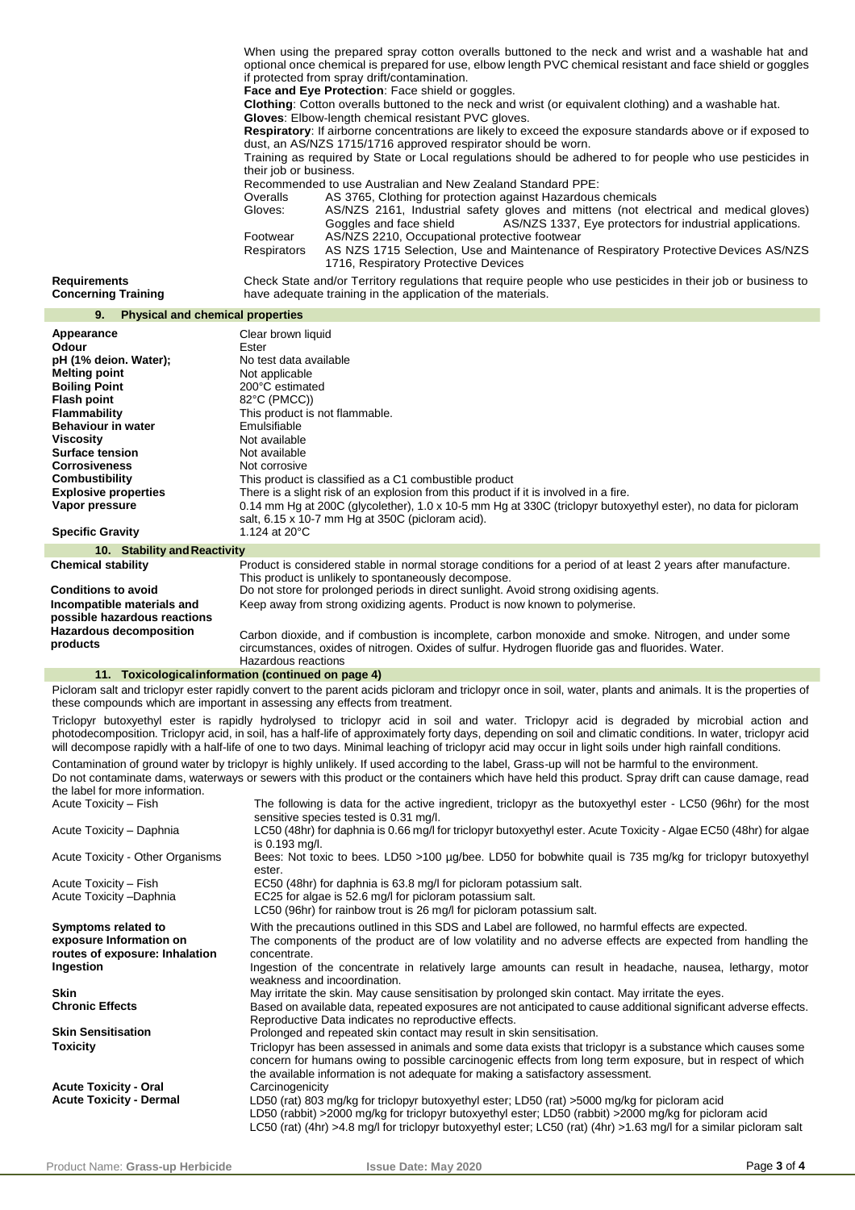When using the prepared spray cotton overalls buttoned to the neck and wrist and a washable hat and optional once chemical is prepared for use, elbow length PVC chemical resistant and face shield or goggles if protected from spray drift/contamination.

**Face and Eye Protection**: Face shield or goggles.

**Clothing**: Cotton overalls buttoned to the neck and wrist (or equivalent clothing) and a washable hat.

**Gloves**: Elbow-length chemical resistant PVC gloves.

**Respiratory**: If airborne concentrations are likely to exceed the exposure standards above or if exposed to dust, an AS/NZS 1715/1716 approved respirator should be worn.

Training as required by State or Local regulations should be adhered to for people who use pesticides in their job or business.

Recommended to use Australian and New Zealand Standard PPE:

| | |
|---|---|
| Overalls | AS 3765, Clothing for protection against Hazardous chemicals |
| Gloves: | AS/NZS 2161, Industrial safety gloves and mittens (not electrical and medical gloves) |
| Goggles and face shield | AS/NZS 1337, Eye protectors for industrial applications. |
| Footwear | AS/NZS 2210, Occupational protective footwear |
| Respirators | AS NZS 1715 Selection, Use and Maintenance of Respiratory Protective Devices AS/NZS 1716, Respiratory Protective Devices |

**Requirements Concerning Training**: Check State and/or Territory regulations that require people who use pesticides in their job or business to have adequate training in the application of the materials.

## 9. Physical and chemical properties

| | |
|---|---|
| **Appearance** | Clear brown liquid |
| **Odour** | Ester |
| **pH (1% deion. Water);** | No test data available |
| **Melting point** | Not applicable |
| **Boiling Point** | 200°C estimated |
| **Flash point** | 82°C (PMCC)) |
| **Flammability** | This product is not flammable. |
| **Behaviour in water** | Emulsifiable |
| **Viscosity** | Not available |
| **Surface tension** | Not available |
| **Corrosiveness** | Not corrosive |
| **Combustibility** | This product is classified as a C1 combustible product |
| **Explosive properties** | There is a slight risk of an explosion from this product if it is involved in a fire. |
| **Vapor pressure** | 0.14 mm Hg at 200C (glycolether), 1.0 x 10-5 mm Hg at 330C (triclopyr butoxyethyl ester), no data for picloram salt, 6.15 x 10-7 mm Hg at 350C (picloram acid). |
| **Specific Gravity** | 1.124 at 20°C |

## 10. Stability and Reactivity

| | |
|---|---|
| **Chemical stability** | Product is considered stable in normal storage conditions for a period of at least 2 years after manufacture. This product is unlikely to spontaneously decompose. |
| **Conditions to avoid** | Do not store for prolonged periods in direct sunlight. Avoid strong oxidising agents. |
| **Incompatible materials and possible hazardous reactions** | Keep away from strong oxidizing agents. Product is now known to polymerise. |
| **Hazardous decomposition products** | Carbon dioxide, and if combustion is incomplete, carbon monoxide and smoke. Nitrogen, and under some circumstances, oxides of nitrogen. Oxides of sulfur. Hydrogen fluoride gas and fluorides. Water. Hazardous reactions |

## 11. Toxicological information (continued on page 4)

Picloram salt and triclopyr ester rapidly convert to the parent acids picloram and triclopyr once in soil, water, plants and animals. It is the properties of these compounds which are important in assessing any effects from treatment.

Triclopyr butoxyethyl ester is rapidly hydrolysed to triclopyr acid in soil and water. Triclopyr acid is degraded by microbial action and photodecomposition. Triclopyr acid, in soil, has a half-life of approximately forty days, depending on soil and climatic conditions. In water, triclopyr acid will decompose rapidly with a half-life of one to two days. Minimal leaching of triclopyr acid may occur in light soils under high rainfall conditions.

Contamination of ground water by triclopyr is highly unlikely. If used according to the label, Grass-up will not be harmful to the environment.

Do not contaminate dams, waterways or sewers with this product or the containers which have held this product. Spray drift can cause damage, read the label for more information.

| | |
|---|---|
| Acute Toxicity – Fish | The following is data for the active ingredient, triclopyr as the butoxyethyl ester - LC50 (96hr) for the most sensitive species tested is 0.31 mg/l. |
| Acute Toxicity – Daphnia | LC50 (48hr) for daphnia is 0.66 mg/l for triclopyr butoxyethyl ester. Acute Toxicity - Algae EC50 (48hr) for algae is 0.193 mg/l. |
| Acute Toxicity - Other Organisms | Bees: Not toxic to bees. LD50 >100 µg/bee. LD50 for bobwhite quail is 735 mg/kg for triclopyr butoxyethyl ester. |
| Acute Toxicity – Fish | EC50 (48hr) for daphnia is 63.8 mg/l for picloram potassium salt. |
| Acute Toxicity –Daphnia | EC25 for algae is 52.6 mg/l for picloram potassium salt. LC50 (96hr) for rainbow trout is 26 mg/l for picloram potassium salt. |

| | |
|---|---|
| **Symptoms related to exposure Information on routes of exposure: Inhalation** | With the precautions outlined in this SDS and Label are followed, no harmful effects are expected. The components of the product are of low volatility and no adverse effects are expected from handling the concentrate. |
| **Ingestion** | Ingestion of the concentrate in relatively large amounts can result in headache, nausea, lethargy, motor weakness and incoordination. |
| **Skin** | May irritate the skin. May cause sensitisation by prolonged skin contact. May irritate the eyes. |
| **Chronic Effects** | Based on available data, repeated exposures are not anticipated to cause additional significant adverse effects. Reproductive Data indicates no reproductive effects. |
| **Skin Sensitisation** | Prolonged and repeated skin contact may result in skin sensitisation. |
| **Toxicity** | Triclopyr has been assessed in animals and some data exists that triclopyr is a substance which causes some concern for humans owing to possible carcinogenic effects from long term exposure, but in respect of which the available information is not adequate for making a satisfactory assessment. |
| | Carcinogenicity |
| **Acute Toxicity - Oral** | LD50 (rat) 803 mg/kg for triclopyr butoxyethyl ester; LD50 (rat) >5000 mg/kg for picloram acid |
| **Acute Toxicity - Dermal** | LD50 (rabbit) >2000 mg/kg for triclopyr butoxyethyl ester; LD50 (rabbit) >2000 mg/kg for picloram acid |
| | LC50 (rat) (4hr) >4.8 mg/l for triclopyr butoxyethyl ester; LC50 (rat) (4hr) >1.63 mg/l for a similar picloram salt |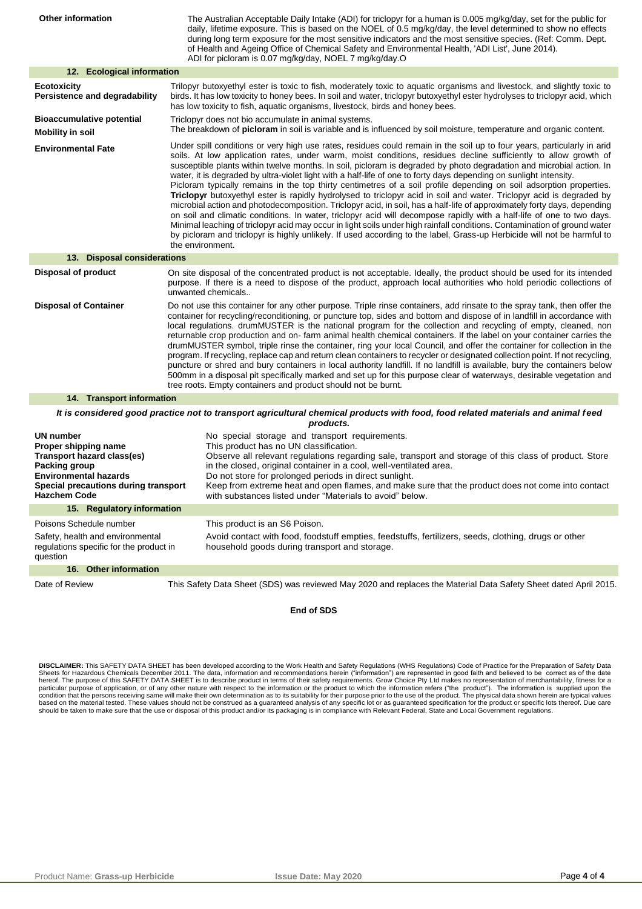| | |
|---|---|
| **Other information** | The Australian Acceptable Daily Intake (ADI) for triclopyr for a human is 0.005 mg/kg/day, set for the public for daily, lifetime exposure. This is based on the NOEL of 0.5 mg/kg/day, the level determined to show no effects during long term exposure for the most sensitive indicators and the most sensitive species. (Ref: Comm. Dept. of Health and Ageing Office of Chemical Safety and Environmental Health, 'ADI List', June 2014). ADI for picloram is 0.07 mg/kg/day, NOEL 7 mg/kg/day.O |

## 12. Ecological information

| | |
|---|---|
| **Ecotoxicity**<br>**Persistence and degradability** | Trilopyr butoxyethyl ester is toxic to fish, moderately toxic to aquatic organisms and livestock, and slightly toxic to birds. It has low toxicity to honey bees. In soil and water, triclopyr butoxyethyl ester hydrolyses to triclopyr acid, which has low toxicity to fish, aquatic organisms, livestock, birds and honey bees. |
| **Bioaccumulative potential**<br>**Mobility in soil** | Triclopyr does not bio accumulate in animal systems.<br>The breakdown of **picloram** in soil is variable and is influenced by soil moisture, temperature and organic content. |
| **Environmental Fate** | Under spill conditions or very high use rates, residues could remain in the soil up to four years, particularly in arid soils. At low application rates, under warm, moist conditions, residues decline sufficiently to allow growth of susceptible plants within twelve months. In soil, picloram is degraded by photo degradation and microbial action. In water, it is degraded by ultra-violet light with a half-life of one to forty days depending on sunlight intensity. Picloram typically remains in the top thirty centimetres of a soil profile depending on soil adsorption properties. **Triclopyr** butoxyethyl ester is rapidly hydrolysed to triclopyr acid in soil and water. Triclopyr acid is degraded by microbial action and photodecomposition. Triclopyr acid, in soil, has a half-life of approximately forty days, depending on soil and climatic conditions. In water, triclopyr acid will decompose rapidly with a half-life of one to two days. Minimal leaching of triclopyr acid may occur in light soils under high rainfall conditions. Contamination of ground water by picloram and triclopyr is highly unlikely. If used according to the label, Grass-up Herbicide will not be harmful to the environment. |

## 13. Disposal considerations

| | |
|---|---|
| **Disposal of product** | On site disposal of the concentrated product is not acceptable. Ideally, the product should be used for its intended purpose. If there is a need to dispose of the product, approach local authorities who hold periodic collections of unwanted chemicals.. |
| **Disposal of Container** | Do not use this container for any other purpose. Triple rinse containers, add rinsate to the spray tank, then offer the container for recycling/reconditioning, or puncture top, sides and bottom and dispose of in landfill in accordance with local regulations. drumMUSTER is the national program for the collection and recycling of empty, cleaned, non returnable crop production and on- farm animal health chemical containers. If the label on your container carries the drumMUSTER symbol, triple rinse the container, ring your local Council, and offer the container for collection in the program. If recycling, replace cap and return clean containers to recycler or designated collection point. If not recycling, puncture or shred and bury containers in local authority landfill. If no landfill is available, bury the containers below 500mm in a disposal pit specifically marked and set up for this purpose clear of waterways, desirable vegetation and tree roots. Empty containers and product should not be burnt. |

## 14. Transport information

***It is considered good practice not to transport agricultural chemical products with food, food related materials and animal feed products.***

| | |
|---|---|
| **UN number**<br>**Proper shipping name**<br>**Transport hazard class(es)**<br>**Packing group**<br>**Environmental hazards**<br>**Special precautions during transport**<br>**Hazchem Code** | No special storage and transport requirements.<br>This product has no UN classification.<br>Observe all relevant regulations regarding sale, transport and storage of this class of product. Store in the closed, original container in a cool, well-ventilated area.<br>Do not store for prolonged periods in direct sunlight.<br>Keep from extreme heat and open flames, and make sure that the product does not come into contact with substances listed under "Materials to avoid" below. |

## 15. Regulatory information

| | |
|---|---|
| Poisons Schedule number | This product is an S6 Poison. |
| Safety, health and environmental regulations specific for the product in question | Avoid contact with food, foodstuff empties, feedstuffs, fertilizers, seeds, clothing, drugs or other household goods during transport and storage. |

## 16. Other information

| | |
|---|---|
| Date of Review | This Safety Data Sheet (SDS) was reviewed May 2020 and replaces the Material Data Safety Sheet dated April 2015. |

**End of SDS**

**DISCLAIMER:** This SAFETY DATA SHEET has been developed according to the Work Health and Safety Regulations (WHS Regulations) Code of Practice for the Preparation of Safety Data Sheets for Hazardous Chemicals December 2011. The data, information and recommendations herein ("information") are represented in good faith and believed to be correct as of the date hereof. The purpose of this SAFETY DATA SHEET is to describe product in terms of their safety requirements. Grow Choice Pty Ltd makes no representation of merchantability, fitness for a particular purpose of application, or of any other nature with respect to the information or the product to which the information refers ("the product"). The information is supplied upon the condition that the persons receiving same will make their own determination as to its suitability for their purpose prior to the use of the product. The physical data shown herein are typical values based on the material tested. These values should not be construed as a guaranteed analysis of any specific lot or as guaranteed specification for the product or specific lots thereof. Due care should be taken to make sure that the use or disposal of this product and/or its packaging is in compliance with Relevant Federal, State and Local Government regulations.